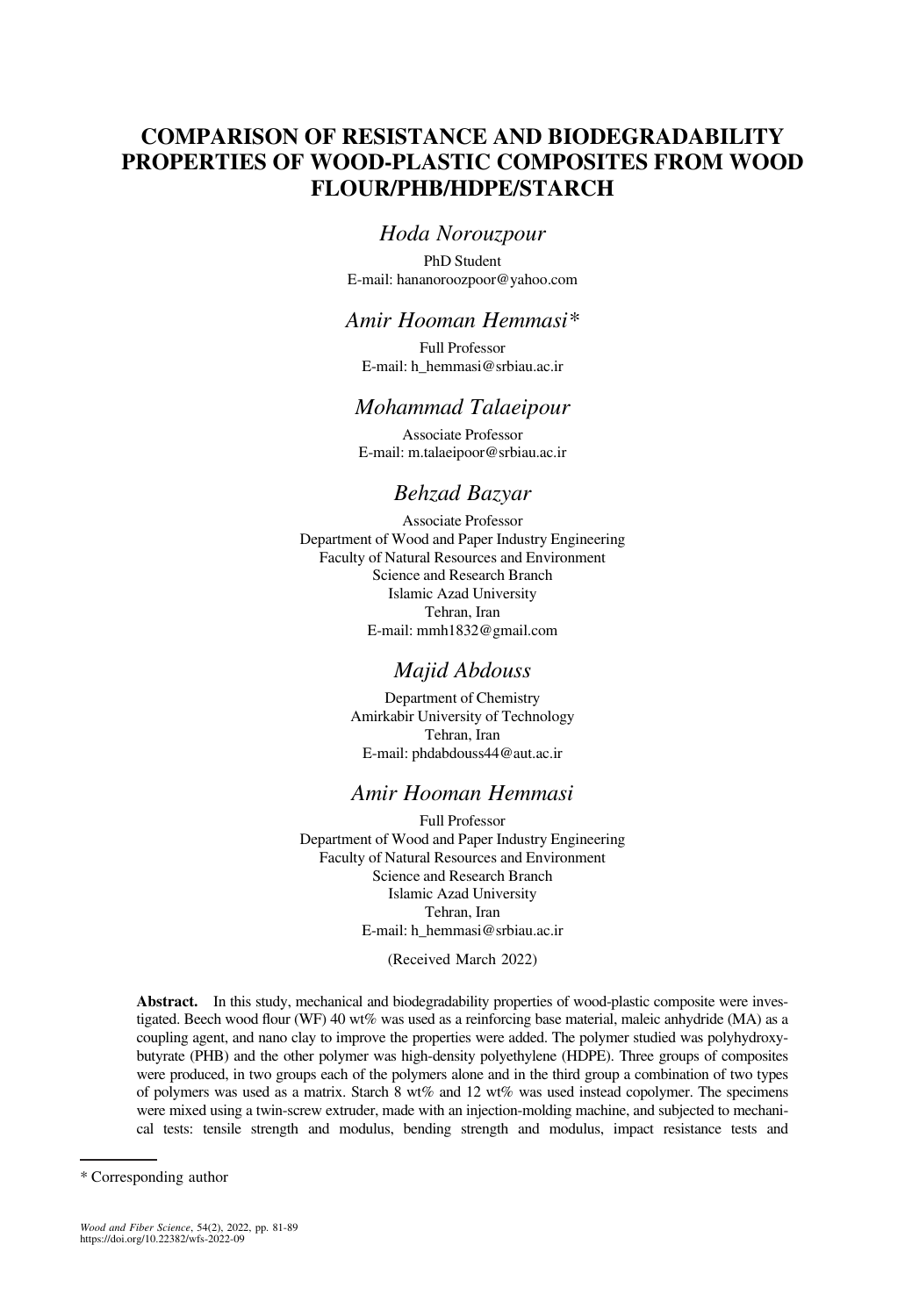# COMPARISON OF RESISTANCE AND BIODEGRADABILITY PROPERTIES OF WOOD-PLASTIC COMPOSITES FROM WOOD FLOUR/PHB/HDPE/STARCH

## *Hoda Norouzpour*

PhD Student
E-mail: hananoroozpoor@yahoo.com

## *Amir Hooman Hemmasi**

Full Professor
E-mail: h_hemmasi@srbiau.ac.ir

## *Mohammad Talaeipour*

Associate Professor
E-mail: m.talaeipoor@srbiau.ac.ir

## *Behzad Bazyar*

Associate Professor
Department of Wood and Paper Industry Engineering
Faculty of Natural Resources and Environment
Science and Research Branch
Islamic Azad University
Tehran, Iran
E-mail: mmh1832@gmail.com

## *Majid Abdouss*

Department of Chemistry
Amirkabir University of Technology
Tehran, Iran
E-mail: phdabdouss44@aut.ac.ir

## *Amir Hooman Hemmasi*

Full Professor
Department of Wood and Paper Industry Engineering
Faculty of Natural Resources and Environment
Science and Research Branch
Islamic Azad University
Tehran, Iran
E-mail: h_hemmasi@srbiau.ac.ir

(Received March 2022)

**Abstract.** In this study, mechanical and biodegradability properties of wood-plastic composite were investigated. Beech wood flour (WF) 40 wt% was used as a reinforcing base material, maleic anhydride (MA) as a coupling agent, and nano clay to improve the properties were added. The polymer studied was polyhydroxybutyrate (PHB) and the other polymer was high-density polyethylene (HDPE). Three groups of composites were produced, in two groups each of the polymers alone and in the third group a combination of two types of polymers was used as a matrix. Starch 8 wt% and 12 wt% was used instead copolymer. The specimens were mixed using a twin-screw extruder, made with an injection-molding machine, and subjected to mechanical tests: tensile strength and modulus, bending strength and modulus, impact resistance tests and

\* Corresponding author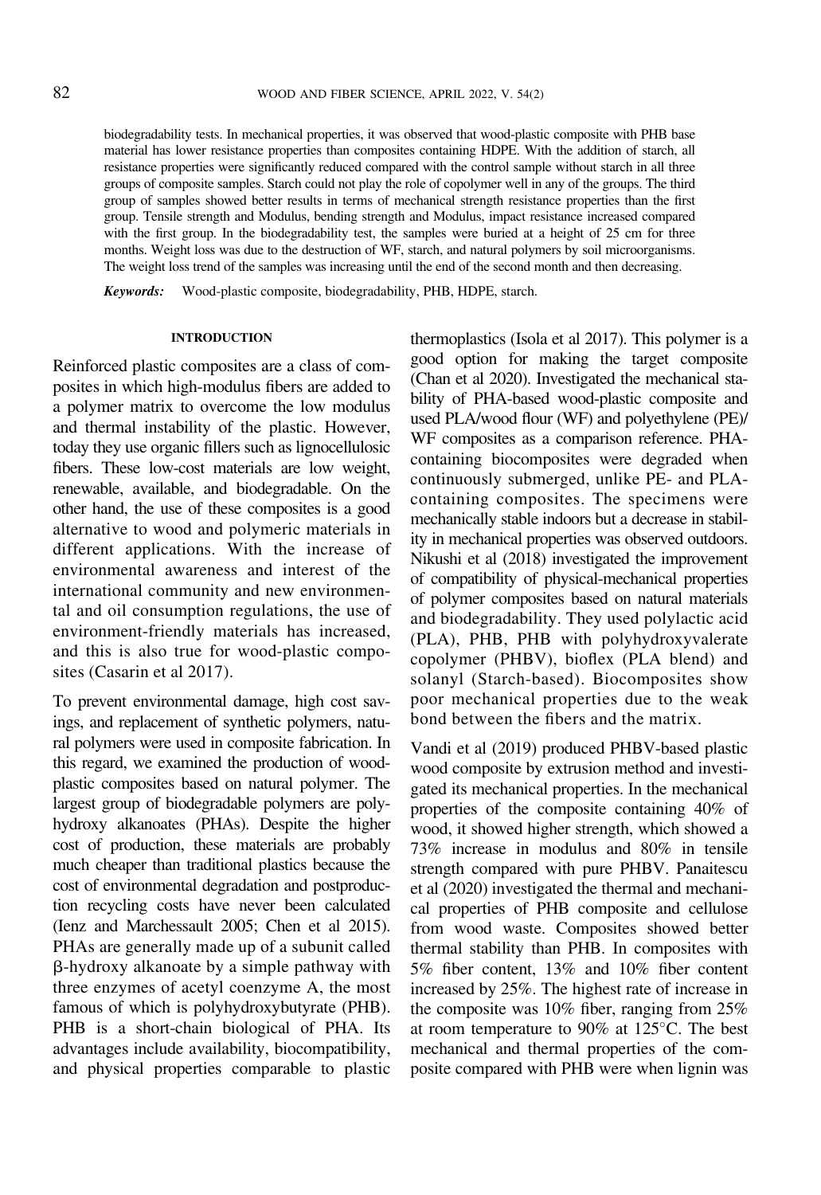biodegradability tests. In mechanical properties, it was observed that wood-plastic composite with PHB base material has lower resistance properties than composites containing HDPE. With the addition of starch, all resistance properties were significantly reduced compared with the control sample without starch in all three groups of composite samples. Starch could not play the role of copolymer well in any of the groups. The third group of samples showed better results in terms of mechanical strength resistance properties than the first group. Tensile strength and Modulus, bending strength and Modulus, impact resistance increased compared with the first group. In the biodegradability test, the samples were buried at a height of 25 cm for three months. Weight loss was due to the destruction of WF, starch, and natural polymers by soil microorganisms. The weight loss trend of the samples was increasing until the end of the second month and then decreasing.

***Keywords:*** Wood-plastic composite, biodegradability, PHB, HDPE, starch.

## INTRODUCTION

Reinforced plastic composites are a class of composites in which high-modulus fibers are added to a polymer matrix to overcome the low modulus and thermal instability of the plastic. However, today they use organic fillers such as lignocellulosic fibers. These low-cost materials are low weight, renewable, available, and biodegradable. On the other hand, the use of these composites is a good alternative to wood and polymeric materials in different applications. With the increase of environmental awareness and interest of the international community and new environmental and oil consumption regulations, the use of environment-friendly materials has increased, and this is also true for wood-plastic composites (Casarin et al 2017).

To prevent environmental damage, high cost savings, and replacement of synthetic polymers, natural polymers were used in composite fabrication. In this regard, we examined the production of wood-plastic composites based on natural polymer. The largest group of biodegradable polymers are polyhydroxy alkanoates (PHAs). Despite the higher cost of production, these materials are probably much cheaper than traditional plastics because the cost of environmental degradation and postproduction recycling costs have never been calculated (Ienz and Marchessault 2005; Chen et al 2015). PHAs are generally made up of a subunit called β-hydroxy alkanoate by a simple pathway with three enzymes of acetyl coenzyme A, the most famous of which is polyhydroxybutyrate (PHB). PHB is a short-chain biological of PHA. Its advantages include availability, biocompatibility, and physical properties comparable to plastic thermoplastics (Isola et al 2017). This polymer is a good option for making the target composite (Chan et al 2020). Investigated the mechanical stability of PHA-based wood-plastic composite and used PLA/wood flour (WF) and polyethylene (PE)/WF composites as a comparison reference. PHA-containing biocomposites were degraded when continuously submerged, unlike PE- and PLA-containing composites. The specimens were mechanically stable indoors but a decrease in stability in mechanical properties was observed outdoors. Nikushi et al (2018) investigated the improvement of compatibility of physical-mechanical properties of polymer composites based on natural materials and biodegradability. They used polylactic acid (PLA), PHB, PHB with polyhydroxyvalerate copolymer (PHBV), bioflex (PLA blend) and solanyl (Starch-based). Biocomposites show poor mechanical properties due to the weak bond between the fibers and the matrix.

Vandi et al (2019) produced PHBV-based plastic wood composite by extrusion method and investigated its mechanical properties. In the mechanical properties of the composite containing 40% of wood, it showed higher strength, which showed a 73% increase in modulus and 80% in tensile strength compared with pure PHBV. Panaitescu et al (2020) investigated the thermal and mechanical properties of PHB composite and cellulose from wood waste. Composites showed better thermal stability than PHB. In composites with 5% fiber content, 13% and 10% fiber content increased by 25%. The highest rate of increase in the composite was 10% fiber, ranging from 25% at room temperature to 90% at 125°C. The best mechanical and thermal properties of the composite compared with PHB were when lignin was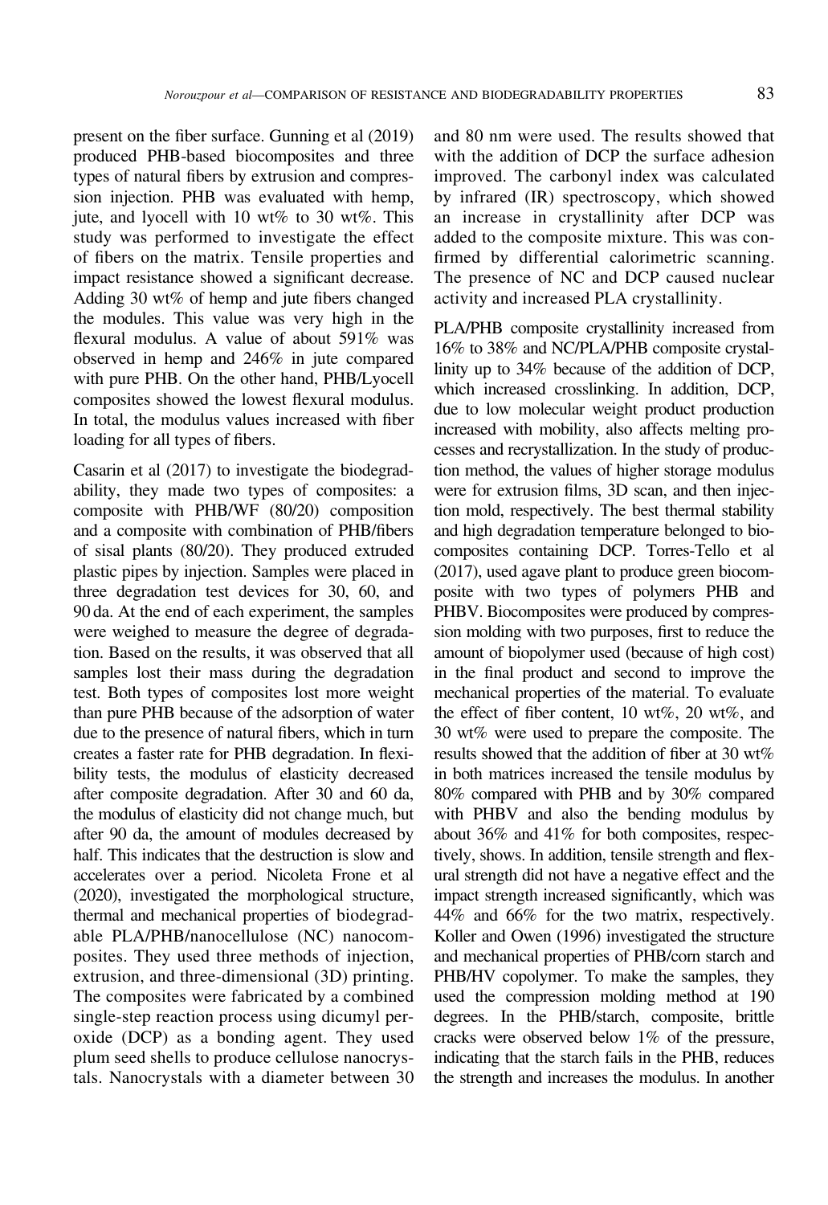present on the fiber surface. Gunning et al (2019) produced PHB-based biocomposites and three types of natural fibers by extrusion and compression injection. PHB was evaluated with hemp, jute, and lyocell with 10 wt% to 30 wt%. This study was performed to investigate the effect of fibers on the matrix. Tensile properties and impact resistance showed a significant decrease. Adding 30 wt% of hemp and jute fibers changed the modules. This value was very high in the flexural modulus. A value of about 591% was observed in hemp and 246% in jute compared with pure PHB. On the other hand, PHB/Lyocell composites showed the lowest flexural modulus. In total, the modulus values increased with fiber loading for all types of fibers.

Casarin et al (2017) to investigate the biodegradability, they made two types of composites: a composite with PHB/WF (80/20) composition and a composite with combination of PHB/fibers of sisal plants (80/20). They produced extruded plastic pipes by injection. Samples were placed in three degradation test devices for 30, 60, and 90 da. At the end of each experiment, the samples were weighed to measure the degree of degradation. Based on the results, it was observed that all samples lost their mass during the degradation test. Both types of composites lost more weight than pure PHB because of the adsorption of water due to the presence of natural fibers, which in turn creates a faster rate for PHB degradation. In flexibility tests, the modulus of elasticity decreased after composite degradation. After 30 and 60 da, the modulus of elasticity did not change much, but after 90 da, the amount of modules decreased by half. This indicates that the destruction is slow and accelerates over a period. Nicoleta Frone et al (2020), investigated the morphological structure, thermal and mechanical properties of biodegradable PLA/PHB/nanocellulose (NC) nanocomposites. They used three methods of injection, extrusion, and three-dimensional (3D) printing. The composites were fabricated by a combined single-step reaction process using dicumyl peroxide (DCP) as a bonding agent. They used plum seed shells to produce cellulose nanocrystals. Nanocrystals with a diameter between 30 and 80 nm were used. The results showed that with the addition of DCP the surface adhesion improved. The carbonyl index was calculated by infrared (IR) spectroscopy, which showed an increase in crystallinity after DCP was added to the composite mixture. This was confirmed by differential calorimetric scanning. The presence of NC and DCP caused nuclear activity and increased PLA crystallinity.

PLA/PHB composite crystallinity increased from 16% to 38% and NC/PLA/PHB composite crystallinity up to 34% because of the addition of DCP, which increased crosslinking. In addition, DCP, due to low molecular weight product production increased with mobility, also affects melting processes and recrystallization. In the study of production method, the values of higher storage modulus were for extrusion films, 3D scan, and then injection mold, respectively. The best thermal stability and high degradation temperature belonged to biocomposites containing DCP. Torres-Tello et al (2017), used agave plant to produce green biocomposite with two types of polymers PHB and PHBV. Biocomposites were produced by compression molding with two purposes, first to reduce the amount of biopolymer used (because of high cost) in the final product and second to improve the mechanical properties of the material. To evaluate the effect of fiber content, 10 wt%, 20 wt%, and 30 wt% were used to prepare the composite. The results showed that the addition of fiber at 30 wt% in both matrices increased the tensile modulus by 80% compared with PHB and by 30% compared with PHBV and also the bending modulus by about 36% and 41% for both composites, respectively, shows. In addition, tensile strength and flexural strength did not have a negative effect and the impact strength increased significantly, which was 44% and 66% for the two matrix, respectively. Koller and Owen (1996) investigated the structure and mechanical properties of PHB/corn starch and PHB/HV copolymer. To make the samples, they used the compression molding method at 190 degrees. In the PHB/starch, composite, brittle cracks were observed below 1% of the pressure, indicating that the starch fails in the PHB, reduces the strength and increases the modulus. In another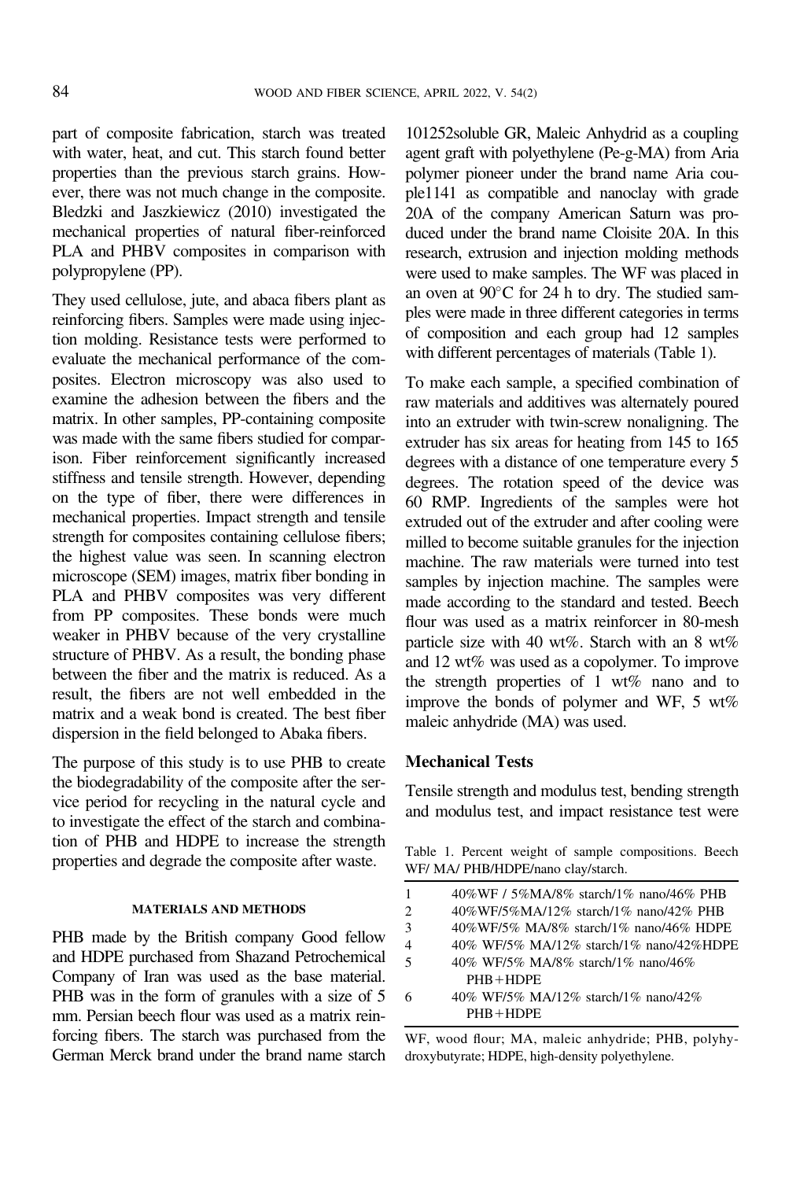part of composite fabrication, starch was treated with water, heat, and cut. This starch found better properties than the previous starch grains. However, there was not much change in the composite. Bledzki and Jaszkiewicz (2010) investigated the mechanical properties of natural fiber-reinforced PLA and PHBV composites in comparison with polypropylene (PP).

They used cellulose, jute, and abaca fibers plant as reinforcing fibers. Samples were made using injection molding. Resistance tests were performed to evaluate the mechanical performance of the composites. Electron microscopy was also used to examine the adhesion between the fibers and the matrix. In other samples, PP-containing composite was made with the same fibers studied for comparison. Fiber reinforcement significantly increased stiffness and tensile strength. However, depending on the type of fiber, there were differences in mechanical properties. Impact strength and tensile strength for composites containing cellulose fibers; the highest value was seen. In scanning electron microscope (SEM) images, matrix fiber bonding in PLA and PHBV composites was very different from PP composites. These bonds were much weaker in PHBV because of the very crystalline structure of PHBV. As a result, the bonding phase between the fiber and the matrix is reduced. As a result, the fibers are not well embedded in the matrix and a weak bond is created. The best fiber dispersion in the field belonged to Abaka fibers.

The purpose of this study is to use PHB to create the biodegradability of the composite after the service period for recycling in the natural cycle and to investigate the effect of the starch and combination of PHB and HDPE to increase the strength properties and degrade the composite after waste.

## MATERIALS AND METHODS

PHB made by the British company Good fellow and HDPE purchased from Shazand Petrochemical Company of Iran was used as the base material. PHB was in the form of granules with a size of 5 mm. Persian beech flour was used as a matrix reinforcing fibers. The starch was purchased from the German Merck brand under the brand name starch 101252soluble GR, Maleic Anhydrid as a coupling agent graft with polyethylene (Pe-g-MA) from Aria polymer pioneer under the brand name Aria couple1141 as compatible and nanoclay with grade 20A of the company American Saturn was produced under the brand name Cloisite 20A. In this research, extrusion and injection molding methods were used to make samples. The WF was placed in an oven at 90°C for 24 h to dry. The studied samples were made in three different categories in terms of composition and each group had 12 samples with different percentages of materials (Table 1).

To make each sample, a specified combination of raw materials and additives was alternately poured into an extruder with twin-screw nonaligning. The extruder has six areas for heating from 145 to 165 degrees with a distance of one temperature every 5 degrees. The rotation speed of the device was 60 RMP. Ingredients of the samples were hot extruded out of the extruder and after cooling were milled to become suitable granules for the injection machine. The raw materials were turned into test samples by injection machine. The samples were made according to the standard and tested. Beech flour was used as a matrix reinforcer in 80-mesh particle size with 40 wt%. Starch with an 8 wt% and 12 wt% was used as a copolymer. To improve the strength properties of 1 wt% nano and to improve the bonds of polymer and WF, 5 wt% maleic anhydride (MA) was used.

## Mechanical Tests

Tensile strength and modulus test, bending strength and modulus test, and impact resistance test were

Table 1. Percent weight of sample compositions. Beech WF/ MA/ PHB/HDPE/nano clay/starch.

| | |
|---|---|
| 1 | 40%WF / 5%MA/8% starch/1% nano/46% PHB |
| 2 | 40%WF/5%MA/12% starch/1% nano/42% PHB |
| 3 | 40%WF/5% MA/8% starch/1% nano/46% HDPE |
| 4 | 40% WF/5% MA/12% starch/1% nano/42%HDPE |
| 5 | 40% WF/5% MA/8% starch/1% nano/46% PHB+HDPE |
| 6 | 40% WF/5% MA/12% starch/1% nano/42% PHB+HDPE |

WF, wood flour; MA, maleic anhydride; PHB, polyhydroxybutyrate; HDPE, high-density polyethylene.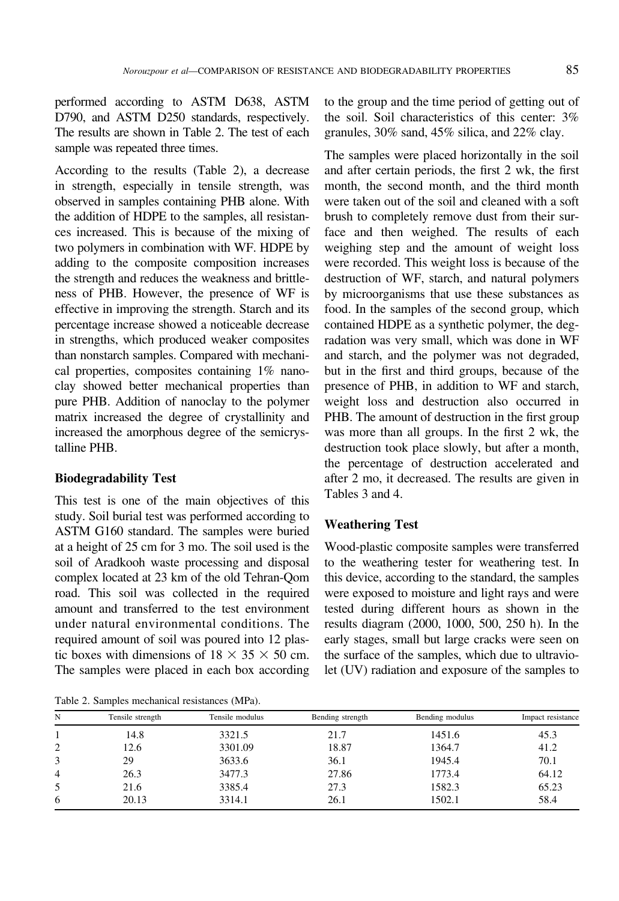performed according to ASTM D638, ASTM D790, and ASTM D250 standards, respectively. The results are shown in Table 2. The test of each sample was repeated three times.

According to the results (Table 2), a decrease in strength, especially in tensile strength, was observed in samples containing PHB alone. With the addition of HDPE to the samples, all resistances increased. This is because of the mixing of two polymers in combination with WF. HDPE by adding to the composite composition increases the strength and reduces the weakness and brittleness of PHB. However, the presence of WF is effective in improving the strength. Starch and its percentage increase showed a noticeable decrease in strengths, which produced weaker composites than nonstarch samples. Compared with mechanical properties, composites containing 1% nanoclay showed better mechanical properties than pure PHB. Addition of nanoclay to the polymer matrix increased the degree of crystallinity and increased the amorphous degree of the semicrystalline PHB.

### Biodegradability Test

This test is one of the main objectives of this study. Soil burial test was performed according to ASTM G160 standard. The samples were buried at a height of 25 cm for 3 mo. The soil used is the soil of Aradkooh waste processing and disposal complex located at 23 km of the old Tehran-Qom road. This soil was collected in the required amount and transferred to the test environment under natural environmental conditions. The required amount of soil was poured into 12 plastic boxes with dimensions of $18 \times 35 \times 50$ cm. The samples were placed in each box according to the group and the time period of getting out of the soil. Soil characteristics of this center: 3% granules, 30% sand, 45% silica, and 22% clay.

The samples were placed horizontally in the soil and after certain periods, the first 2 wk, the first month, the second month, and the third month were taken out of the soil and cleaned with a soft brush to completely remove dust from their surface and then weighed. The results of each weighing step and the amount of weight loss were recorded. This weight loss is because of the destruction of WF, starch, and natural polymers by microorganisms that use these substances as food. In the samples of the second group, which contained HDPE as a synthetic polymer, the degradation was very small, which was done in WF and starch, and the polymer was not degraded, but in the first and third groups, because of the presence of PHB, in addition to WF and starch, weight loss and destruction also occurred in PHB. The amount of destruction in the first group was more than all groups. In the first 2 wk, the destruction took place slowly, but after a month, the percentage of destruction accelerated and after 2 mo, it decreased. The results are given in Tables 3 and 4.

### Weathering Test

Wood-plastic composite samples were transferred to the weathering tester for weathering test. In this device, according to the standard, the samples were exposed to moisture and light rays and were tested during different hours as shown in the results diagram (2000, 1000, 500, 250 h). In the early stages, small but large cracks were seen on the surface of the samples, which due to ultraviolet (UV) radiation and exposure of the samples to

Table 2. Samples mechanical resistances (MPa).

| N | Tensile strength | Tensile modulus | Bending strength | Bending modulus | Impact resistance |
|---|---|---|---|---|---|
| 1 | 14.8 | 3321.5 | 21.7 | 1451.6 | 45.3 |
| 2 | 12.6 | 3301.09 | 18.87 | 1364.7 | 41.2 |
| 3 | 29 | 3633.6 | 36.1 | 1945.4 | 70.1 |
| 4 | 26.3 | 3477.3 | 27.86 | 1773.4 | 64.12 |
| 5 | 21.6 | 3385.4 | 27.3 | 1582.3 | 65.23 |
| 6 | 20.13 | 3314.1 | 26.1 | 1502.1 | 58.4 |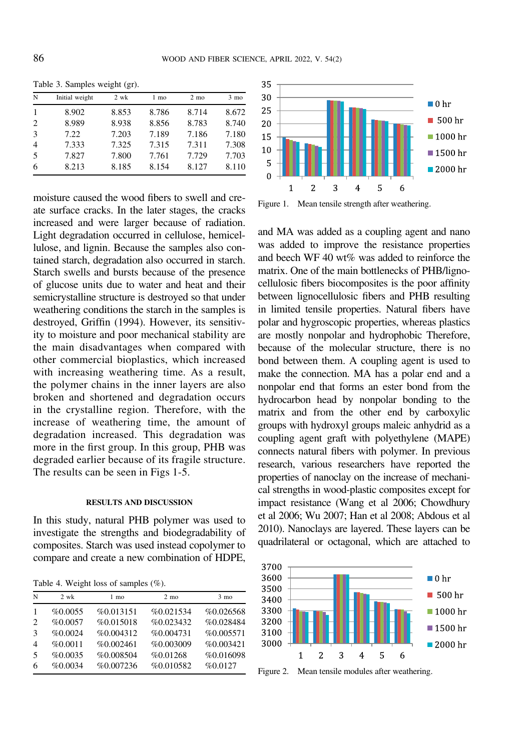Table 3. Samples weight (gr).

| N | Initial weight | 2 wk | 1 mo | 2 mo | 3 mo |
|---|---|---|---|---|---|
| 1 | 8.902 | 8.853 | 8.786 | 8.714 | 8.672 |
| 2 | 8.989 | 8.938 | 8.856 | 8.783 | 8.740 |
| 3 | 7.22 | 7.203 | 7.189 | 7.186 | 7.180 |
| 4 | 7.333 | 7.325 | 7.315 | 7.311 | 7.308 |
| 5 | 7.827 | 7.800 | 7.761 | 7.729 | 7.703 |
| 6 | 8.213 | 8.185 | 8.154 | 8.127 | 8.110 |

moisture caused the wood fibers to swell and create surface cracks. In the later stages, the cracks increased and were larger because of radiation. Light degradation occurred in cellulose, hemicellulose, and lignin. Because the samples also contained starch, degradation also occurred in starch. Starch swells and bursts because of the presence of glucose units due to water and heat and their semicrystalline structure is destroyed so that under weathering conditions the starch in the samples is destroyed, Griffin (1994). However, its sensitivity to moisture and poor mechanical stability are the main disadvantages when compared with other commercial bioplastics, which increased with increasing weathering time. As a result, the polymer chains in the inner layers are also broken and shortened and degradation occurs in the crystalline region. Therefore, with the increase of weathering time, the amount of degradation increased. This degradation was more in the first group. In this group, PHB was degraded earlier because of its fragile structure. The results can be seen in Figs 1-5.

## RESULTS AND DISCUSSION

In this study, natural PHB polymer was used to investigate the strengths and biodegradability of composites. Starch was used instead copolymer to compare and create a new combination of HDPE, and MA was added as a coupling agent and nano was added to improve the resistance properties and beech WF 40 wt% was added to reinforce the matrix. One of the main bottlenecks of PHB/lignocellulosic fibers biocomposites is the poor affinity between lignocellulosic fibers and PHB resulting in limited tensile properties. Natural fibers have polar and hygroscopic properties, whereas plastics are mostly nonpolar and hydrophobic Therefore, because of the molecular structure, there is no bond between them. A coupling agent is used to make the connection. MA has a polar end and a nonpolar end that forms an ester bond from the hydrocarbon head by nonpolar bonding to the matrix and from the other end by carboxylic groups with hydroxyl groups maleic anhydrid as a coupling agent graft with polyethylene (MAPE) connects natural fibers with polymer. In previous research, various researchers have reported the properties of nanoclay on the increase of mechanical strengths in wood-plastic composites except for impact resistance (Wang et al 2006; Chowdhury et al 2006; Wu 2007; Han et al 2008; Abdous et al 2010). Nanoclays are layered. These layers can be quadrilateral or octagonal, which are attached to

Table 4. Weight loss of samples (%).

| N | 2 wk | 1 mo | 2 mo | 3 mo |
|---|---|---|---|---|
| 1 | %0.0055 | %0.013151 | %0.021534 | %0.026568 |
| 2 | %0.0057 | %0.015018 | %0.023432 | %0.028484 |
| 3 | %0.0024 | %0.004312 | %0.004731 | %0.005571 |
| 4 | %0.0011 | %0.002461 | %0.003009 | %0.003421 |
| 5 | %0.0035 | %0.008504 | %0.01268 | %0.016098 |
| 6 | %0.0034 | %0.007236 | %0.010582 | %0.0127 |

Figure 1. Mean tensile strength after weathering.

Figure 2. Mean tensile modules after weathering.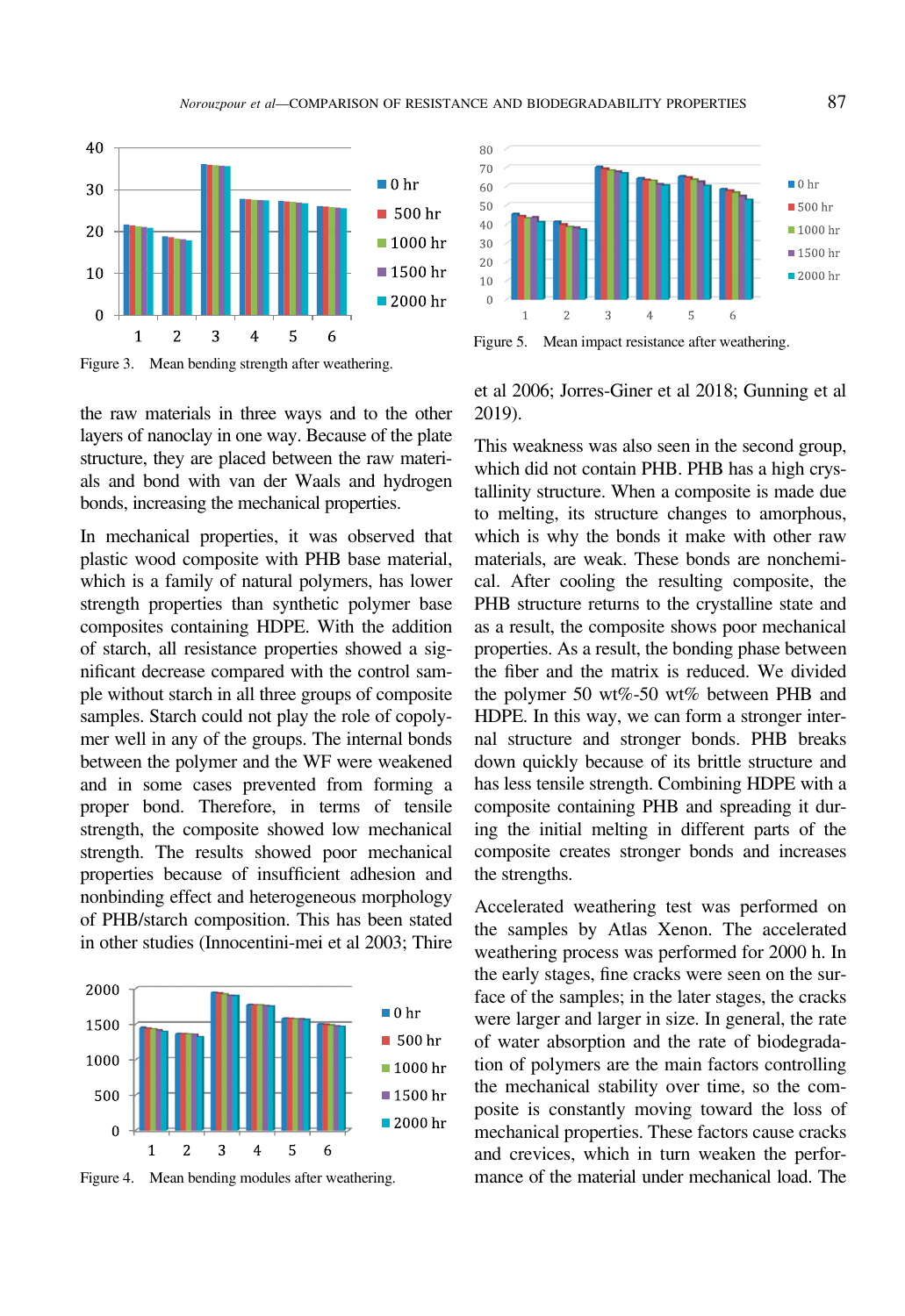Figure 3. Mean bending strength after weathering.

Figure 5. Mean impact resistance after weathering.

the raw materials in three ways and to the other layers of nanoclay in one way. Because of the plate structure, they are placed between the raw materials and bond with van der Waals and hydrogen bonds, increasing the mechanical properties.

In mechanical properties, it was observed that plastic wood composite with PHB base material, which is a family of natural polymers, has lower strength properties than synthetic polymer base composites containing HDPE. With the addition of starch, all resistance properties showed a significant decrease compared with the control sample without starch in all three groups of composite samples. Starch could not play the role of copolymer well in any of the groups. The internal bonds between the polymer and the WF were weakened and in some cases prevented from forming a proper bond. Therefore, in terms of tensile strength, the composite showed low mechanical strength. The results showed poor mechanical properties because of insufficient adhesion and nonbinding effect and heterogeneous morphology of PHB/starch composition. This has been stated in other studies (Innocentini-mei et al 2003; Thire et al 2006; Jorres-Giner et al 2018; Gunning et al 2019).

Figure 4. Mean bending modules after weathering.

This weakness was also seen in the second group, which did not contain PHB. PHB has a high crystallinity structure. When a composite is made due to melting, its structure changes to amorphous, which is why the bonds it make with other raw materials, are weak. These bonds are nonchemical. After cooling the resulting composite, the PHB structure returns to the crystalline state and as a result, the composite shows poor mechanical properties. As a result, the bonding phase between the fiber and the matrix is reduced. We divided the polymer 50 wt%-50 wt% between PHB and HDPE. In this way, we can form a stronger internal structure and stronger bonds. PHB breaks down quickly because of its brittle structure and has less tensile strength. Combining HDPE with a composite containing PHB and spreading it during the initial melting in different parts of the composite creates stronger bonds and increases the strengths.

Accelerated weathering test was performed on the samples by Atlas Xenon. The accelerated weathering process was performed for 2000 h. In the early stages, fine cracks were seen on the surface of the samples; in the later stages, the cracks were larger and larger in size. In general, the rate of water absorption and the rate of biodegradation of polymers are the main factors controlling the mechanical stability over time, so the composite is constantly moving toward the loss of mechanical properties. These factors cause cracks and crevices, which in turn weaken the performance of the material under mechanical load. The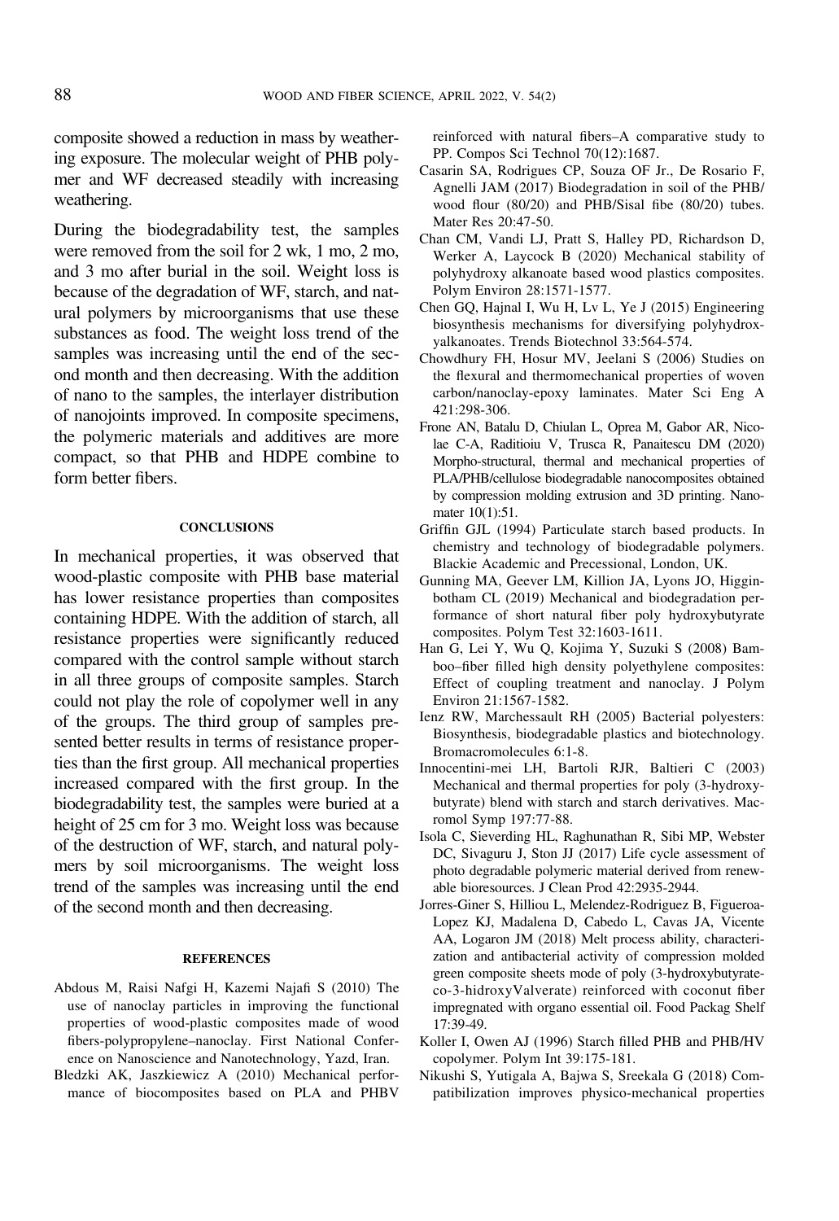composite showed a reduction in mass by weathering exposure. The molecular weight of PHB polymer and WF decreased steadily with increasing weathering.

During the biodegradability test, the samples were removed from the soil for 2 wk, 1 mo, 2 mo, and 3 mo after burial in the soil. Weight loss is because of the degradation of WF, starch, and natural polymers by microorganisms that use these substances as food. The weight loss trend of the samples was increasing until the end of the second month and then decreasing. With the addition of nano to the samples, the interlayer distribution of nanojoints improved. In composite specimens, the polymeric materials and additives are more compact, so that PHB and HDPE combine to form better fibers.

## CONCLUSIONS

In mechanical properties, it was observed that wood-plastic composite with PHB base material has lower resistance properties than composites containing HDPE. With the addition of starch, all resistance properties were significantly reduced compared with the control sample without starch in all three groups of composite samples. Starch could not play the role of copolymer well in any of the groups. The third group of samples presented better results in terms of resistance properties than the first group. All mechanical properties increased compared with the first group. In the biodegradability test, the samples were buried at a height of 25 cm for 3 mo. Weight loss was because of the destruction of WF, starch, and natural polymers by soil microorganisms. The weight loss trend of the samples was increasing until the end of the second month and then decreasing.

## REFERENCES

Abdous M, Raisi Nafgi H, Kazemi Najafi S (2010) The use of nanoclay particles in improving the functional properties of wood-plastic composites made of wood fibers-polypropylene–nanoclay. First National Conference on Nanoscience and Nanotechnology, Yazd, Iran.

Bledzki AK, Jaszkiewicz A (2010) Mechanical performance of biocomposites based on PLA and PHBV reinforced with natural fibers–A comparative study to PP. Compos Sci Technol 70(12):1687.

Casarin SA, Rodrigues CP, Souza OF Jr., De Rosario F, Agnelli JAM (2017) Biodegradation in soil of the PHB/wood flour (80/20) and PHB/Sisal fibe (80/20) tubes. Mater Res 20:47-50.

Chan CM, Vandi LJ, Pratt S, Halley PD, Richardson D, Werker A, Laycock B (2020) Mechanical stability of polyhydroxy alkanoate based wood plastics composites. Polym Environ 28:1571-1577.

Chen GQ, Hajnal I, Wu H, Lv L, Ye J (2015) Engineering biosynthesis mechanisms for diversifying polyhydroxyalkanoates. Trends Biotechnol 33:564-574.

Chowdhury FH, Hosur MV, Jeelani S (2006) Studies on the flexural and thermomechanical properties of woven carbon/nanoclay-epoxy laminates. Mater Sci Eng A 421:298-306.

Frone AN, Batalu D, Chiulan L, Oprea M, Gabor AR, Nicolae C-A, Raditioiu V, Trusca R, Panaitescu DM (2020) Morpho-structural, thermal and mechanical properties of PLA/PHB/cellulose biodegradable nanocomposites obtained by compression molding extrusion and 3D printing. Nanomater 10(1):51.

Griffin GJL (1994) Particulate starch based products. In chemistry and technology of biodegradable polymers. Blackie Academic and Precessional, London, UK.

Gunning MA, Geever LM, Killion JA, Lyons JO, Higginbotham CL (2019) Mechanical and biodegradation performance of short natural fiber poly hydroxybutyrate composites. Polym Test 32:1603-1611.

Han G, Lei Y, Wu Q, Kojima Y, Suzuki S (2008) Bamboo–fiber filled high density polyethylene composites: Effect of coupling treatment and nanoclay. J Polym Environ 21:1567-1582.

Ienz RW, Marchessault RH (2005) Bacterial polyesters: Biosynthesis, biodegradable plastics and biotechnology. Bromacromolecules 6:1-8.

Innocentini-mei LH, Bartoli RJR, Baltieri C (2003) Mechanical and thermal properties for poly (3-hydroxybutyrate) blend with starch and starch derivatives. Macromol Symp 197:77-88.

Isola C, Sieverding HL, Raghunathan R, Sibi MP, Webster DC, Sivaguru J, Ston JJ (2017) Life cycle assessment of photo degradable polymeric material derived from renewable bioresources. J Clean Prod 42:2935-2944.

Jorres-Giner S, Hilliou L, Melendez-Rodriguez B, Figueroa-Lopez KJ, Madalena D, Cabedo L, Cavas JA, Vicente AA, Logaron JM (2018) Melt process ability, characterization and antibacterial activity of compression molded green composite sheets mode of poly (3-hydroxybutyrate-co-3-hidroxyValverate) reinforced with coconut fiber impregnated with organo essential oil. Food Packag Shelf 17:39-49.

Koller I, Owen AJ (1996) Starch filled PHB and PHB/HV copolymer. Polym Int 39:175-181.

Nikushi S, Yutigala A, Bajwa S, Sreekala G (2018) Compatibilization improves physico-mechanical properties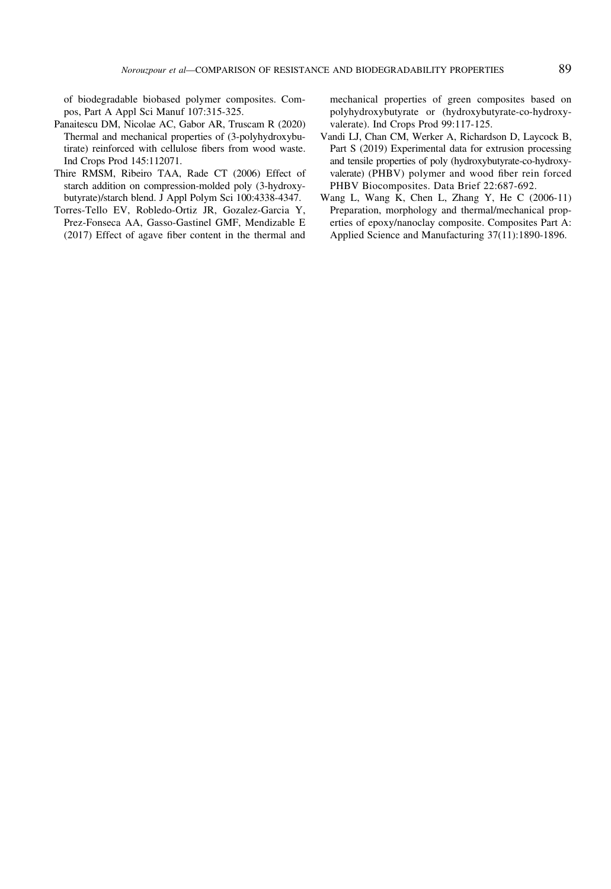of biodegradable biobased polymer composites. Compos, Part A Appl Sci Manuf 107:315-325.

Panaitescu DM, Nicolae AC, Gabor AR, Truscam R (2020) Thermal and mechanical properties of (3-polyhydroxybutirate) reinforced with cellulose fibers from wood waste. Ind Crops Prod 145:112071.

Thire RMSM, Ribeiro TAA, Rade CT (2006) Effect of starch addition on compression-molded poly (3-hydroxybutyrate)/starch blend. J Appl Polym Sci 100:4338-4347.

Torres-Tello EV, Robledo-Ortiz JR, Gozalez-Garcia Y, Prez-Fonseca AA, Gasso-Gastinel GMF, Mendizable E (2017) Effect of agave fiber content in the thermal and mechanical properties of green composites based on polyhydroxybutyrate or (hydroxybutyrate-co-hydroxyvalerate). Ind Crops Prod 99:117-125.

Vandi LJ, Chan CM, Werker A, Richardson D, Laycock B, Part S (2019) Experimental data for extrusion processing and tensile properties of poly (hydroxybutyrate-co-hydroxyvalerate) (PHBV) polymer and wood fiber rein forced PHBV Biocomposites. Data Brief 22:687-692.

Wang L, Wang K, Chen L, Zhang Y, He C (2006-11) Preparation, morphology and thermal/mechanical properties of epoxy/nanoclay composite. Composites Part A: Applied Science and Manufacturing 37(11):1890-1896.